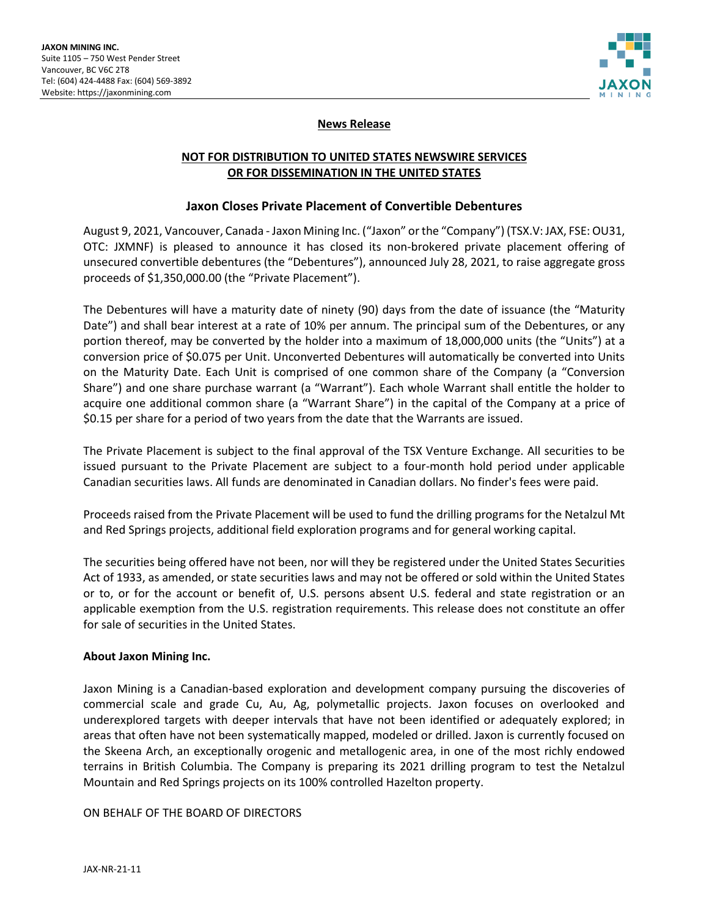**JAXON MINING INC.**
Suite 1105 – 750 West Pender Street
Vancouver, BC V6C 2T8
Tel: (604) 424-4488 Fax: (604) 569-3892
Website: https://jaxonmining.com

**News Release**

**NOT FOR DISTRIBUTION TO UNITED STATES NEWSWIRE SERVICES OR FOR DISSEMINATION IN THE UNITED STATES**

## Jaxon Closes Private Placement of Convertible Debentures

August 9, 2021, Vancouver, Canada - Jaxon Mining Inc. ("Jaxon" or the "Company") (TSX.V: JAX, FSE: OU31, OTC: JXMNF) is pleased to announce it has closed its non-brokered private placement offering of unsecured convertible debentures (the "Debentures"), announced July 28, 2021, to raise aggregate gross proceeds of $1,350,000.00 (the "Private Placement").

The Debentures will have a maturity date of ninety (90) days from the date of issuance (the "Maturity Date") and shall bear interest at a rate of 10% per annum. The principal sum of the Debentures, or any portion thereof, may be converted by the holder into a maximum of 18,000,000 units (the "Units") at a conversion price of $0.075 per Unit. Unconverted Debentures will automatically be converted into Units on the Maturity Date. Each Unit is comprised of one common share of the Company (a "Conversion Share") and one share purchase warrant (a "Warrant"). Each whole Warrant shall entitle the holder to acquire one additional common share (a "Warrant Share") in the capital of the Company at a price of $0.15 per share for a period of two years from the date that the Warrants are issued.

The Private Placement is subject to the final approval of the TSX Venture Exchange. All securities to be issued pursuant to the Private Placement are subject to a four-month hold period under applicable Canadian securities laws. All funds are denominated in Canadian dollars. No finder's fees were paid.

Proceeds raised from the Private Placement will be used to fund the drilling programs for the Netalzul Mt and Red Springs projects, additional field exploration programs and for general working capital.

The securities being offered have not been, nor will they be registered under the United States Securities Act of 1933, as amended, or state securities laws and may not be offered or sold within the United States or to, or for the account or benefit of, U.S. persons absent U.S. federal and state registration or an applicable exemption from the U.S. registration requirements. This release does not constitute an offer for sale of securities in the United States.

**About Jaxon Mining Inc.**

Jaxon Mining is a Canadian-based exploration and development company pursuing the discoveries of commercial scale and grade Cu, Au, Ag, polymetallic projects. Jaxon focuses on overlooked and underexplored targets with deeper intervals that have not been identified or adequately explored; in areas that often have not been systematically mapped, modeled or drilled. Jaxon is currently focused on the Skeena Arch, an exceptionally orogenic and metallogenic area, in one of the most richly endowed terrains in British Columbia. The Company is preparing its 2021 drilling program to test the Netalzul Mountain and Red Springs projects on its 100% controlled Hazelton property.

ON BEHALF OF THE BOARD OF DIRECTORS

JAX-NR-21-11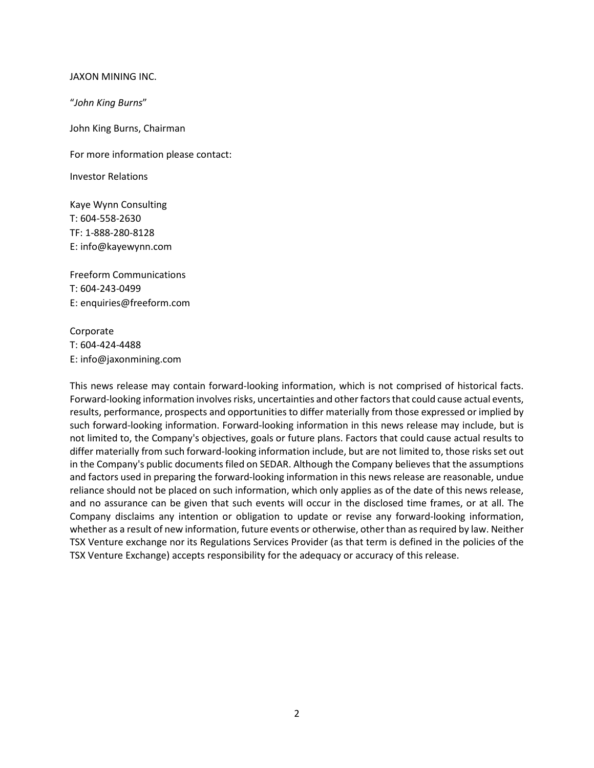JAXON MINING INC.

"*John King Burns*"

John King Burns, Chairman

For more information please contact:

Investor Relations

Kaye Wynn Consulting
T: 604-558-2630
TF: 1-888-280-8128
E: info@kayewynn.com

Freeform Communications
T: 604-243-0499
E: enquiries@freeform.com

Corporate
T: 604-424-4488
E: info@jaxonmining.com

This news release may contain forward-looking information, which is not comprised of historical facts. Forward-looking information involves risks, uncertainties and other factors that could cause actual events, results, performance, prospects and opportunities to differ materially from those expressed or implied by such forward-looking information. Forward-looking information in this news release may include, but is not limited to, the Company's objectives, goals or future plans. Factors that could cause actual results to differ materially from such forward-looking information include, but are not limited to, those risks set out in the Company's public documents filed on SEDAR. Although the Company believes that the assumptions and factors used in preparing the forward-looking information in this news release are reasonable, undue reliance should not be placed on such information, which only applies as of the date of this news release, and no assurance can be given that such events will occur in the disclosed time frames, or at all. The Company disclaims any intention or obligation to update or revise any forward-looking information, whether as a result of new information, future events or otherwise, other than as required by law. Neither TSX Venture exchange nor its Regulations Services Provider (as that term is defined in the policies of the TSX Venture Exchange) accepts responsibility for the adequacy or accuracy of this release.